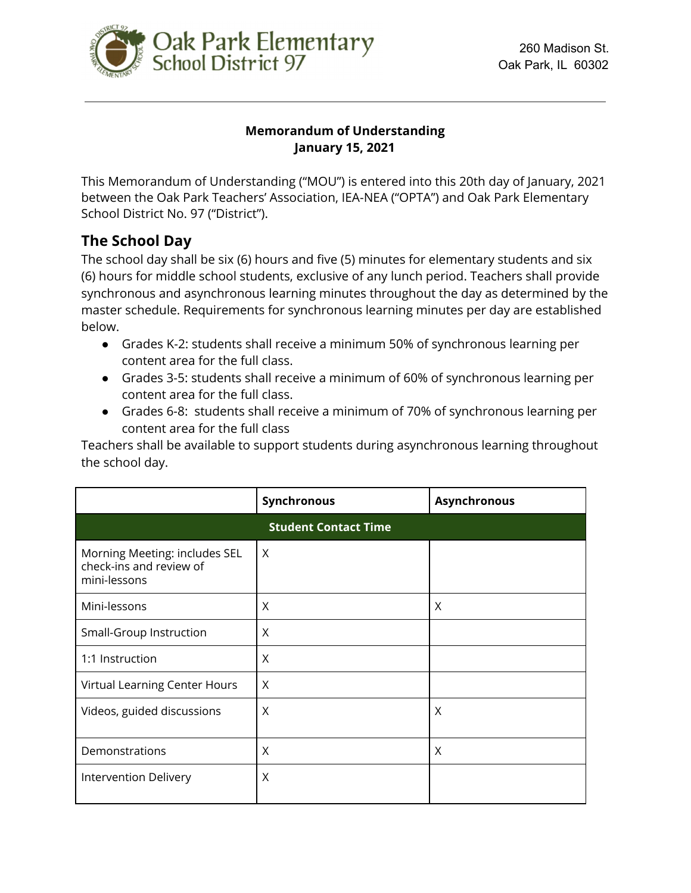Oak Park Elementary School District 97

260 Madison St.
Oak Park, IL 60302

**Memorandum of Understanding**
**January 15, 2021**

This Memorandum of Understanding ("MOU") is entered into this 20th day of January, 2021 between the Oak Park Teachers' Association, IEA-NEA ("OPTA") and Oak Park Elementary School District No. 97 ("District").

## The School Day

The school day shall be six (6) hours and five (5) minutes for elementary students and six (6) hours for middle school students, exclusive of any lunch period. Teachers shall provide synchronous and asynchronous learning minutes throughout the day as determined by the master schedule. Requirements for synchronous learning minutes per day are established below.

- Grades K-2: students shall receive a minimum 50% of synchronous learning per content area for the full class.
- Grades 3-5: students shall receive a minimum of 60% of synchronous learning per content area for the full class.
- Grades 6-8: students shall receive a minimum of 70% of synchronous learning per content area for the full class

Teachers shall be available to support students during asynchronous learning throughout the school day.

| | Synchronous | Asynchronous |
|---|---|---|
| **Student Contact Time** | | |
| Morning Meeting: includes SEL check-ins and review of mini-lessons | X | |
| Mini-lessons | X | X |
| Small-Group Instruction | X | |
| 1:1 Instruction | X | |
| Virtual Learning Center Hours | X | |
| Videos, guided discussions | X | X |
| Demonstrations | X | X |
| Intervention Delivery | X | |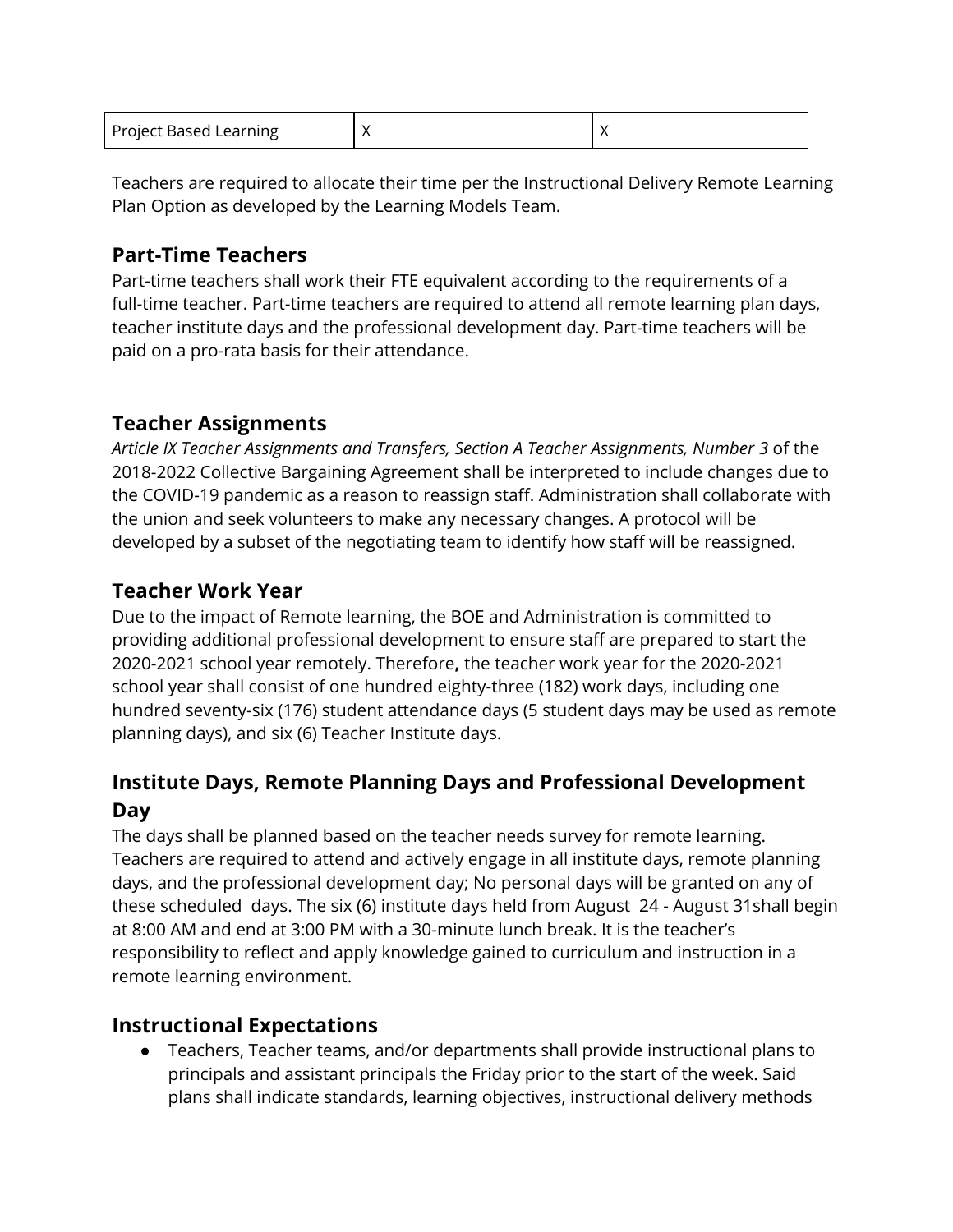| Project Based Learning | X | X |
|---|---|---|

Teachers are required to allocate their time per the Instructional Delivery Remote Learning Plan Option as developed by the Learning Models Team.

## Part-Time Teachers

Part-time teachers shall work their FTE equivalent according to the requirements of a full-time teacher. Part-time teachers are required to attend all remote learning plan days, teacher institute days and the professional development day. Part-time teachers will be paid on a pro-rata basis for their attendance.

## Teacher Assignments

*Article IX Teacher Assignments and Transfers, Section A Teacher Assignments, Number 3* of the 2018-2022 Collective Bargaining Agreement shall be interpreted to include changes due to the COVID-19 pandemic as a reason to reassign staff. Administration shall collaborate with the union and seek volunteers to make any necessary changes. A protocol will be developed by a subset of the negotiating team to identify how staff will be reassigned.

## Teacher Work Year

Due to the impact of Remote learning, the BOE and Administration is committed to providing additional professional development to ensure staff are prepared to start the 2020-2021 school year remotely. Therefore**,** the teacher work year for the 2020-2021 school year shall consist of one hundred eighty-three (182) work days, including one hundred seventy-six (176) student attendance days (5 student days may be used as remote planning days), and six (6) Teacher Institute days.

## Institute Days, Remote Planning Days and Professional Development Day

The days shall be planned based on the teacher needs survey for remote learning. Teachers are required to attend and actively engage in all institute days, remote planning days, and the professional development day; No personal days will be granted on any of these scheduled days. The six (6) institute days held from August 24 - August 31shall begin at 8:00 AM and end at 3:00 PM with a 30-minute lunch break. It is the teacher's responsibility to reflect and apply knowledge gained to curriculum and instruction in a remote learning environment.

## Instructional Expectations

- Teachers, Teacher teams, and/or departments shall provide instructional plans to principals and assistant principals the Friday prior to the start of the week. Said plans shall indicate standards, learning objectives, instructional delivery methods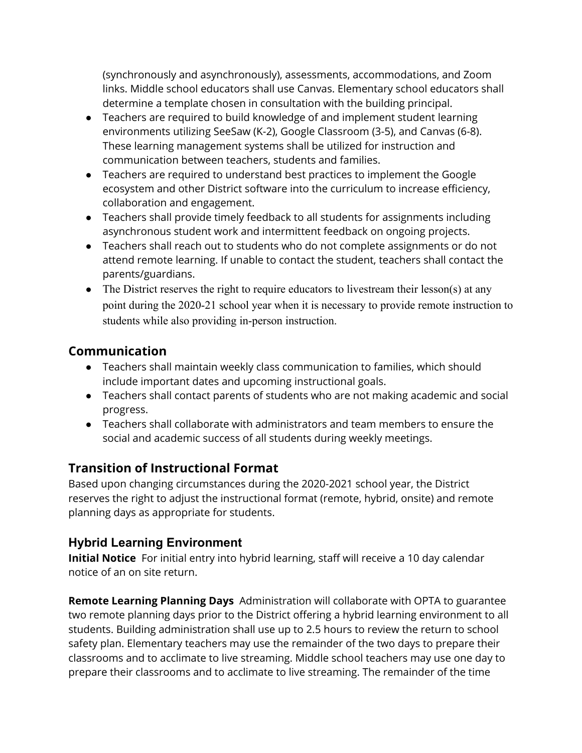(synchronously and asynchronously), assessments, accommodations, and Zoom links. Middle school educators shall use Canvas. Elementary school educators shall determine a template chosen in consultation with the building principal.

- Teachers are required to build knowledge of and implement student learning environments utilizing SeeSaw (K-2), Google Classroom (3-5), and Canvas (6-8). These learning management systems shall be utilized for instruction and communication between teachers, students and families.
- Teachers are required to understand best practices to implement the Google ecosystem and other District software into the curriculum to increase efficiency, collaboration and engagement.
- Teachers shall provide timely feedback to all students for assignments including asynchronous student work and intermittent feedback on ongoing projects.
- Teachers shall reach out to students who do not complete assignments or do not attend remote learning. If unable to contact the student, teachers shall contact the parents/guardians.
- The District reserves the right to require educators to livestream their lesson(s) at any point during the 2020-21 school year when it is necessary to provide remote instruction to students while also providing in-person instruction.

## Communication

- Teachers shall maintain weekly class communication to families, which should include important dates and upcoming instructional goals.
- Teachers shall contact parents of students who are not making academic and social progress.
- Teachers shall collaborate with administrators and team members to ensure the social and academic success of all students during weekly meetings.

## Transition of Instructional Format

Based upon changing circumstances during the 2020-2021 school year, the District reserves the right to adjust the instructional format (remote, hybrid, onsite) and remote planning days as appropriate for students.

### Hybrid Learning Environment

**Initial Notice** For initial entry into hybrid learning, staff will receive a 10 day calendar notice of an on site return.

**Remote Learning Planning Days** Administration will collaborate with OPTA to guarantee two remote planning days prior to the District offering a hybrid learning environment to all students. Building administration shall use up to 2.5 hours to review the return to school safety plan. Elementary teachers may use the remainder of the two days to prepare their classrooms and to acclimate to live streaming. Middle school teachers may use one day to prepare their classrooms and to acclimate to live streaming. The remainder of the time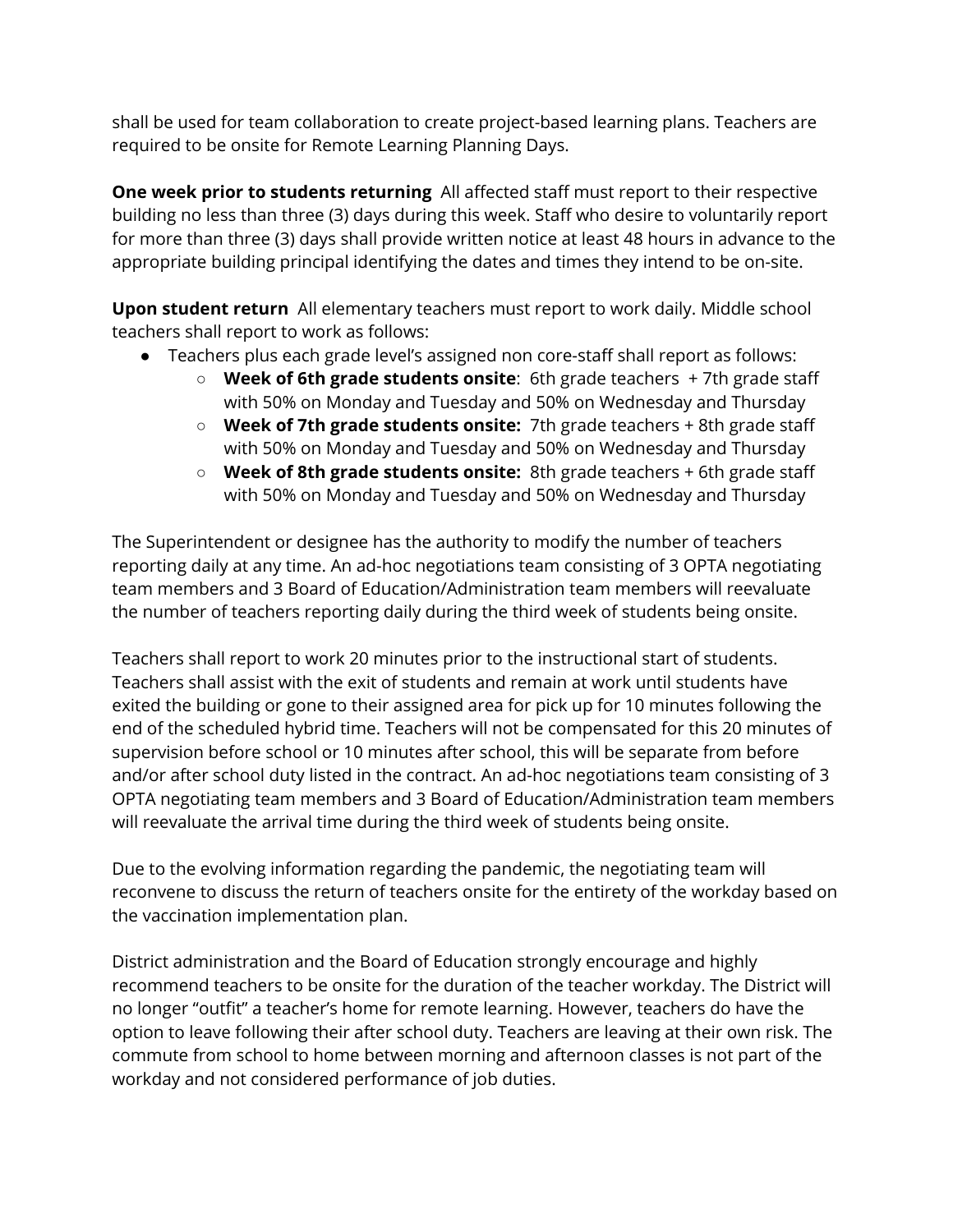shall be used for team collaboration to create project-based learning plans. Teachers are required to be onsite for Remote Learning Planning Days.

**One week prior to students returning** All affected staff must report to their respective building no less than three (3) days during this week. Staff who desire to voluntarily report for more than three (3) days shall provide written notice at least 48 hours in advance to the appropriate building principal identifying the dates and times they intend to be on-site.

**Upon student return** All elementary teachers must report to work daily. Middle school teachers shall report to work as follows:

- Teachers plus each grade level's assigned non core-staff shall report as follows:
  - **Week of 6th grade students onsite**: 6th grade teachers + 7th grade staff with 50% on Monday and Tuesday and 50% on Wednesday and Thursday
  - **Week of 7th grade students onsite:** 7th grade teachers + 8th grade staff with 50% on Monday and Tuesday and 50% on Wednesday and Thursday
  - **Week of 8th grade students onsite:** 8th grade teachers + 6th grade staff with 50% on Monday and Tuesday and 50% on Wednesday and Thursday

The Superintendent or designee has the authority to modify the number of teachers reporting daily at any time. An ad-hoc negotiations team consisting of 3 OPTA negotiating team members and 3 Board of Education/Administration team members will reevaluate the number of teachers reporting daily during the third week of students being onsite.

Teachers shall report to work 20 minutes prior to the instructional start of students. Teachers shall assist with the exit of students and remain at work until students have exited the building or gone to their assigned area for pick up for 10 minutes following the end of the scheduled hybrid time. Teachers will not be compensated for this 20 minutes of supervision before school or 10 minutes after school, this will be separate from before and/or after school duty listed in the contract. An ad-hoc negotiations team consisting of 3 OPTA negotiating team members and 3 Board of Education/Administration team members will reevaluate the arrival time during the third week of students being onsite.

Due to the evolving information regarding the pandemic, the negotiating team will reconvene to discuss the return of teachers onsite for the entirety of the workday based on the vaccination implementation plan.

District administration and the Board of Education strongly encourage and highly recommend teachers to be onsite for the duration of the teacher workday. The District will no longer "outfit" a teacher's home for remote learning. However, teachers do have the option to leave following their after school duty. Teachers are leaving at their own risk. The commute from school to home between morning and afternoon classes is not part of the workday and not considered performance of job duties.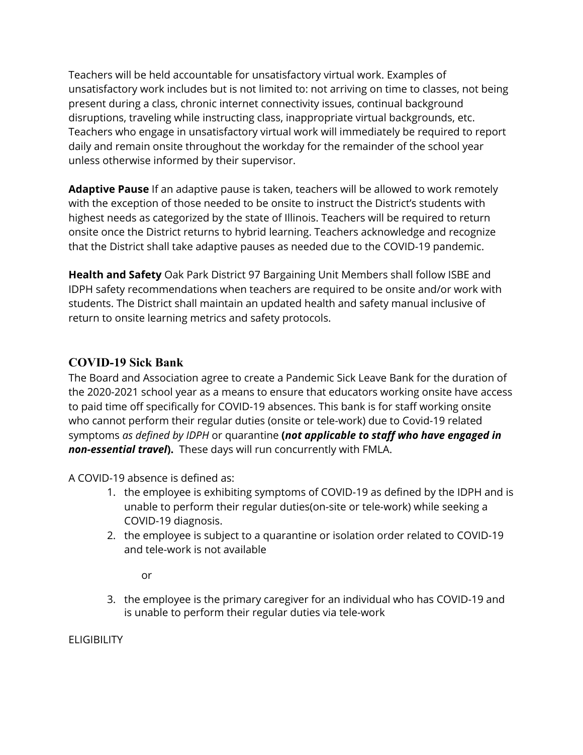Teachers will be held accountable for unsatisfactory virtual work. Examples of unsatisfactory work includes but is not limited to: not arriving on time to classes, not being present during a class, chronic internet connectivity issues, continual background disruptions, traveling while instructing class, inappropriate virtual backgrounds, etc. Teachers who engage in unsatisfactory virtual work will immediately be required to report daily and remain onsite throughout the workday for the remainder of the school year unless otherwise informed by their supervisor.

**Adaptive Pause** If an adaptive pause is taken, teachers will be allowed to work remotely with the exception of those needed to be onsite to instruct the District's students with highest needs as categorized by the state of Illinois. Teachers will be required to return onsite once the District returns to hybrid learning. Teachers acknowledge and recognize that the District shall take adaptive pauses as needed due to the COVID-19 pandemic.

**Health and Safety** Oak Park District 97 Bargaining Unit Members shall follow ISBE and IDPH safety recommendations when teachers are required to be onsite and/or work with students. The District shall maintain an updated health and safety manual inclusive of return to onsite learning metrics and safety protocols.

## COVID-19 Sick Bank

The Board and Association agree to create a Pandemic Sick Leave Bank for the duration of the 2020-2021 school year as a means to ensure that educators working onsite have access to paid time off specifically for COVID-19 absences. This bank is for staff working onsite who cannot perform their regular duties (onsite or tele-work) due to Covid-19 related symptoms *as defined by IDPH* or quarantine **(*not applicable to staff who have engaged in non-essential travel*).** These days will run concurrently with FMLA.

A COVID-19 absence is defined as:

1. the employee is exhibiting symptoms of COVID-19 as defined by the IDPH and is unable to perform their regular duties(on-site or tele-work) while seeking a COVID-19 diagnosis.
2. the employee is subject to a quarantine or isolation order related to COVID-19 and tele-work is not available

   or

3. the employee is the primary caregiver for an individual who has COVID-19 and is unable to perform their regular duties via tele-work

ELIGIBILITY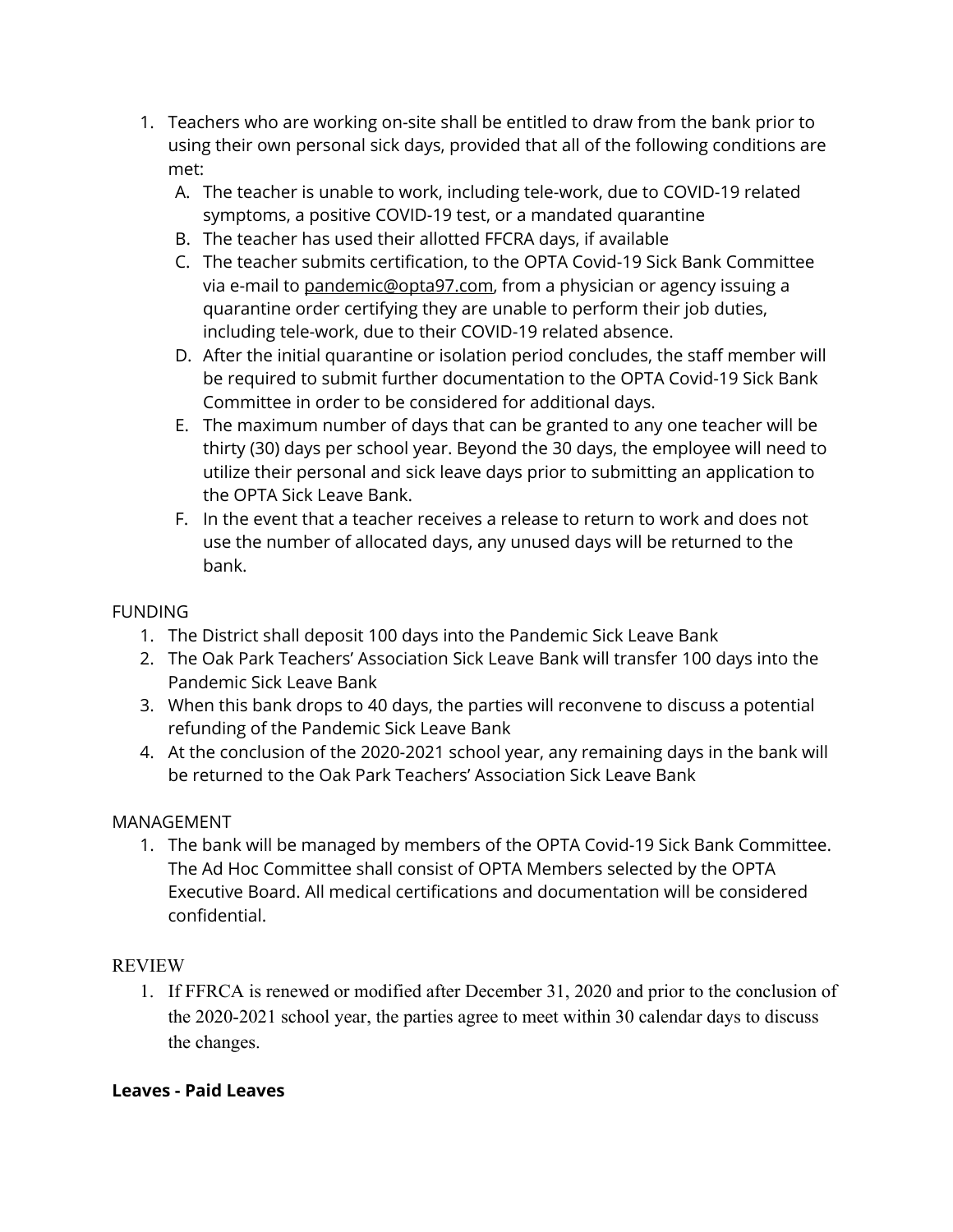1. Teachers who are working on-site shall be entitled to draw from the bank prior to using their own personal sick days, provided that all of the following conditions are met:
   A. The teacher is unable to work, including tele-work, due to COVID-19 related symptoms, a positive COVID-19 test, or a mandated quarantine
   B. The teacher has used their allotted FFCRA days, if available
   C. The teacher submits certification, to the OPTA Covid-19 Sick Bank Committee via e-mail to pandemic@opta97.com, from a physician or agency issuing a quarantine order certifying they are unable to perform their job duties, including tele-work, due to their COVID-19 related absence.
   D. After the initial quarantine or isolation period concludes, the staff member will be required to submit further documentation to the OPTA Covid-19 Sick Bank Committee in order to be considered for additional days.
   E. The maximum number of days that can be granted to any one teacher will be thirty (30) days per school year. Beyond the 30 days, the employee will need to utilize their personal and sick leave days prior to submitting an application to the OPTA Sick Leave Bank.
   F. In the event that a teacher receives a release to return to work and does not use the number of allocated days, any unused days will be returned to the bank.

FUNDING

1. The District shall deposit 100 days into the Pandemic Sick Leave Bank
2. The Oak Park Teachers' Association Sick Leave Bank will transfer 100 days into the Pandemic Sick Leave Bank
3. When this bank drops to 40 days, the parties will reconvene to discuss a potential refunding of the Pandemic Sick Leave Bank
4. At the conclusion of the 2020-2021 school year, any remaining days in the bank will be returned to the Oak Park Teachers' Association Sick Leave Bank

MANAGEMENT

1. The bank will be managed by members of the OPTA Covid-19 Sick Bank Committee. The Ad Hoc Committee shall consist of OPTA Members selected by the OPTA Executive Board. All medical certifications and documentation will be considered confidential.

REVIEW

1. If FFRCA is renewed or modified after December 31, 2020 and prior to the conclusion of the 2020-2021 school year, the parties agree to meet within 30 calendar days to discuss the changes.

**Leaves - Paid Leaves**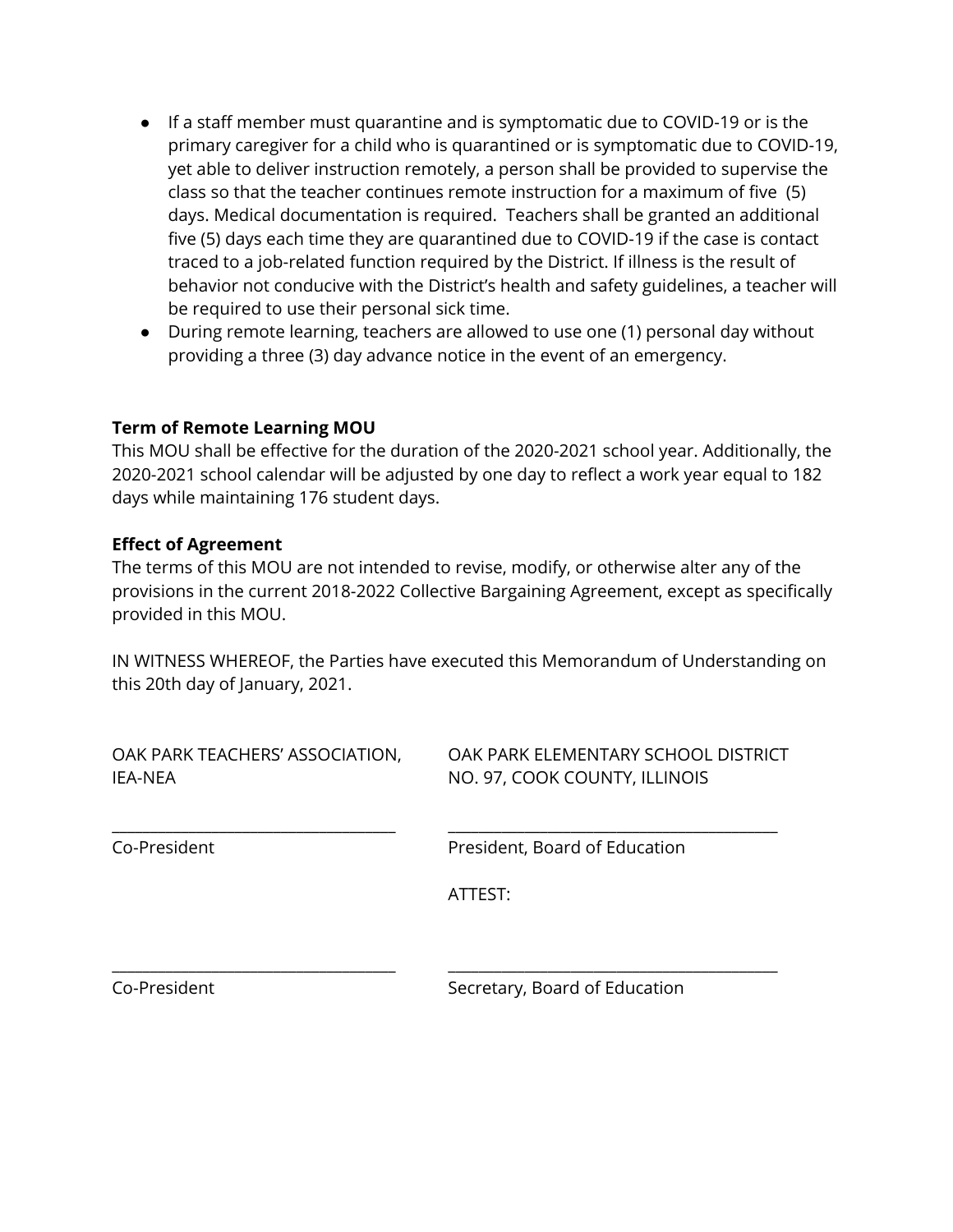- If a staff member must quarantine and is symptomatic due to COVID-19 or is the primary caregiver for a child who is quarantined or is symptomatic due to COVID-19, yet able to deliver instruction remotely, a person shall be provided to supervise the class so that the teacher continues remote instruction for a maximum of five (5) days. Medical documentation is required. Teachers shall be granted an additional five (5) days each time they are quarantined due to COVID-19 if the case is contact traced to a job-related function required by the District. If illness is the result of behavior not conducive with the District's health and safety guidelines, a teacher will be required to use their personal sick time.
- During remote learning, teachers are allowed to use one (1) personal day without providing a three (3) day advance notice in the event of an emergency.

**Term of Remote Learning MOU**

This MOU shall be effective for the duration of the 2020-2021 school year. Additionally, the 2020-2021 school calendar will be adjusted by one day to reflect a work year equal to 182 days while maintaining 176 student days.

**Effect of Agreement**

The terms of this MOU are not intended to revise, modify, or otherwise alter any of the provisions in the current 2018-2022 Collective Bargaining Agreement, except as specifically provided in this MOU.

IN WITNESS WHEREOF, the Parties have executed this Memorandum of Understanding on this 20th day of January, 2021.

| | |
|---|---|
| OAK PARK TEACHERS' ASSOCIATION, IEA-NEA | OAK PARK ELEMENTARY SCHOOL DISTRICT NO. 97, COOK COUNTY, ILLINOIS |
| ______________________________ | ______________________________ |
| Co-President | President, Board of Education |
| | ATTEST: |
| ______________________________ | ______________________________ |
| Co-President | Secretary, Board of Education |